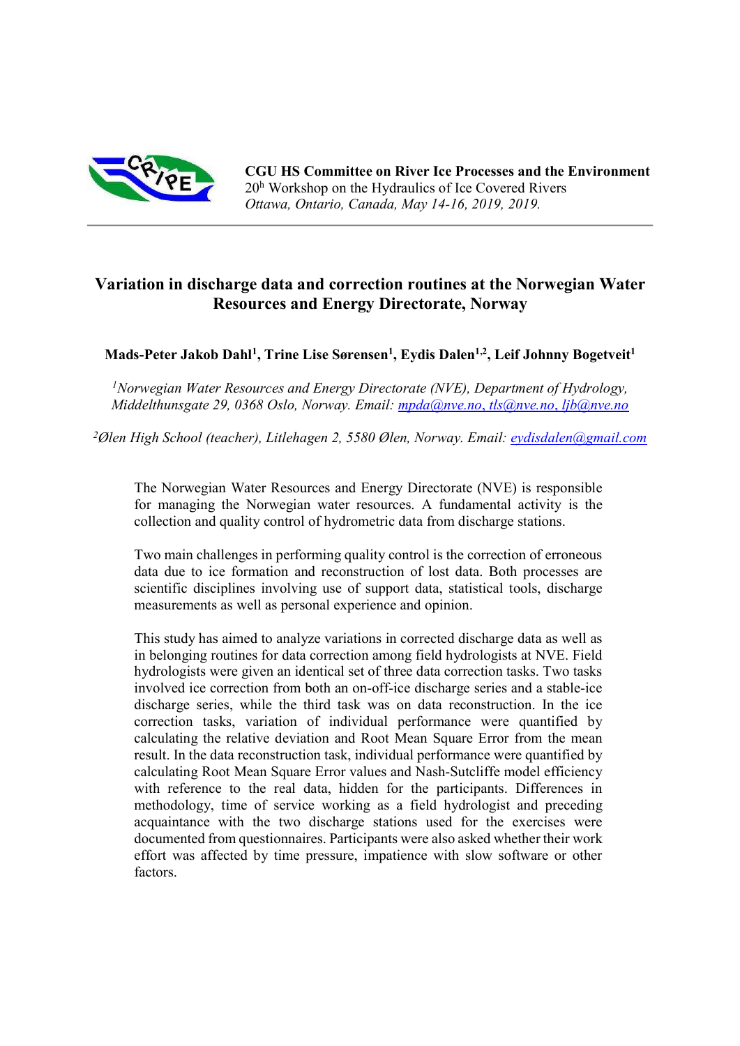**CGU HS Committee on River Ice Processes and the Environment**
20h Workshop on the Hydraulics of Ice Covered Rivers
*Ottawa, Ontario, Canada, May 14-16, 2019, 2019.*

# Variation in discharge data and correction routines at the Norwegian Water Resources and Energy Directorate, Norway

**Mads-Peter Jakob Dahl[1], Trine Lise Sørensen[1], Eydis Dalen[1,2], Leif Johnny Bogetveit[1]**

*[1]Norwegian Water Resources and Energy Directorate (NVE), Department of Hydrology, Middelthunsgate 29, 0368 Oslo, Norway. Email: mpda@nve.no, tls@nve.no, ljb@nve.no*

*[2]Ølen High School (teacher), Litlehagen 2, 5580 Ølen, Norway. Email: eydisdalen@gmail.com*

The Norwegian Water Resources and Energy Directorate (NVE) is responsible for managing the Norwegian water resources. A fundamental activity is the collection and quality control of hydrometric data from discharge stations.

Two main challenges in performing quality control is the correction of erroneous data due to ice formation and reconstruction of lost data. Both processes are scientific disciplines involving use of support data, statistical tools, discharge measurements as well as personal experience and opinion.

This study has aimed to analyze variations in corrected discharge data as well as in belonging routines for data correction among field hydrologists at NVE. Field hydrologists were given an identical set of three data correction tasks. Two tasks involved ice correction from both an on-off-ice discharge series and a stable-ice discharge series, while the third task was on data reconstruction. In the ice correction tasks, variation of individual performance were quantified by calculating the relative deviation and Root Mean Square Error from the mean result. In the data reconstruction task, individual performance were quantified by calculating Root Mean Square Error values and Nash-Sutcliffe model efficiency with reference to the real data, hidden for the participants. Differences in methodology, time of service working as a field hydrologist and preceding acquaintance with the two discharge stations used for the exercises were documented from questionnaires. Participants were also asked whether their work effort was affected by time pressure, impatience with slow software or other factors.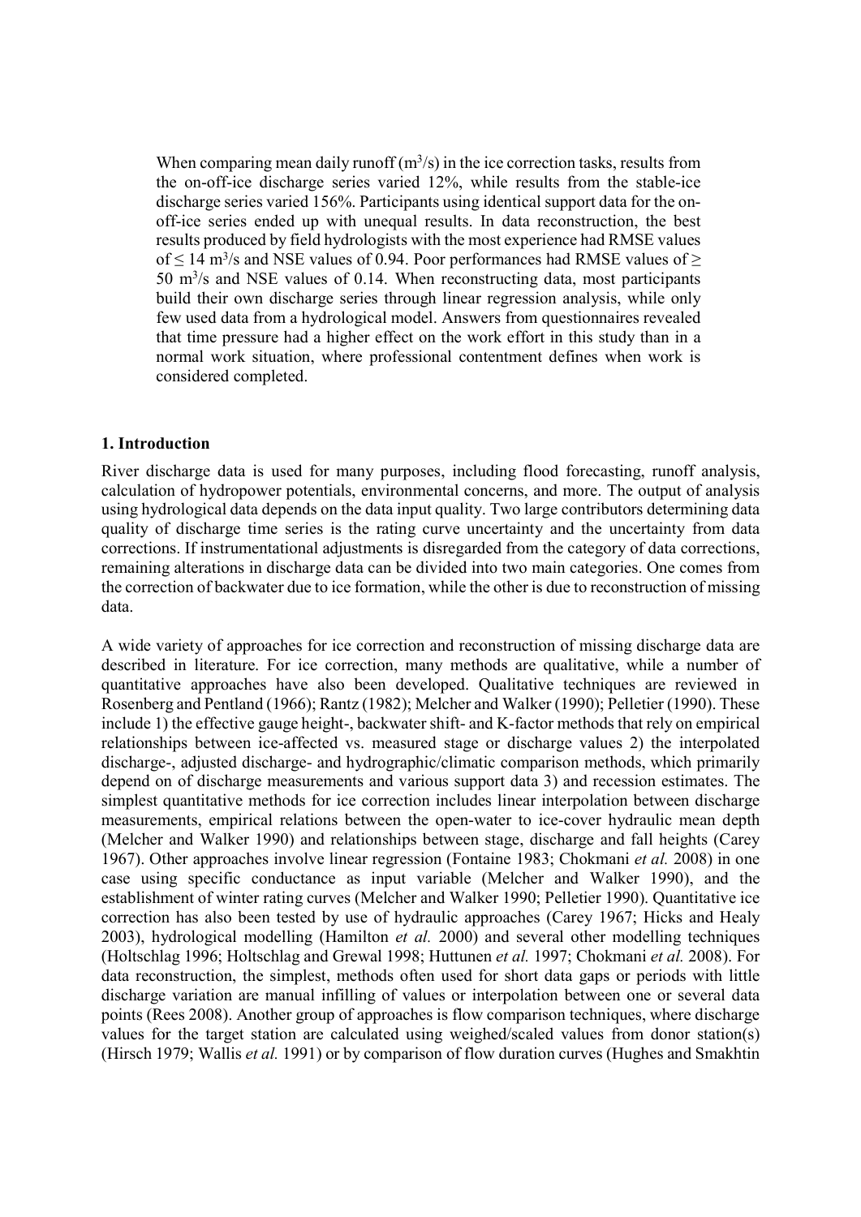When comparing mean daily runoff ($m^3/s$) in the ice correction tasks, results from the on-off-ice discharge series varied 12%, while results from the stable-ice discharge series varied 156%. Participants using identical support data for the on-off-ice series ended up with unequal results. In data reconstruction, the best results produced by field hydrologists with the most experience had RMSE values of $\leq 14$ $m^3/s$ and NSE values of 0.94. Poor performances had RMSE values of $\geq 50$ $m^3/s$ and NSE values of 0.14. When reconstructing data, most participants build their own discharge series through linear regression analysis, while only few used data from a hydrological model. Answers from questionnaires revealed that time pressure had a higher effect on the work effort in this study than in a normal work situation, where professional contentment defines when work is considered completed.

## 1. Introduction

River discharge data is used for many purposes, including flood forecasting, runoff analysis, calculation of hydropower potentials, environmental concerns, and more. The output of analysis using hydrological data depends on the data input quality. Two large contributors determining data quality of discharge time series is the rating curve uncertainty and the uncertainty from data corrections. If instrumentational adjustments is disregarded from the category of data corrections, remaining alterations in discharge data can be divided into two main categories. One comes from the correction of backwater due to ice formation, while the other is due to reconstruction of missing data.

A wide variety of approaches for ice correction and reconstruction of missing discharge data are described in literature. For ice correction, many methods are qualitative, while a number of quantitative approaches have also been developed. Qualitative techniques are reviewed in Rosenberg and Pentland (1966); Rantz (1982); Melcher and Walker (1990); Pelletier (1990). These include 1) the effective gauge height-, backwater shift- and K-factor methods that rely on empirical relationships between ice-affected vs. measured stage or discharge values 2) the interpolated discharge-, adjusted discharge- and hydrographic/climatic comparison methods, which primarily depend on of discharge measurements and various support data 3) and recession estimates. The simplest quantitative methods for ice correction includes linear interpolation between discharge measurements, empirical relations between the open-water to ice-cover hydraulic mean depth (Melcher and Walker 1990) and relationships between stage, discharge and fall heights (Carey 1967). Other approaches involve linear regression (Fontaine 1983; Chokmani *et al.* 2008) in one case using specific conductance as input variable (Melcher and Walker 1990), and the establishment of winter rating curves (Melcher and Walker 1990; Pelletier 1990). Quantitative ice correction has also been tested by use of hydraulic approaches (Carey 1967; Hicks and Healy 2003), hydrological modelling (Hamilton *et al.* 2000) and several other modelling techniques (Holtschlag 1996; Holtschlag and Grewal 1998; Huttunen *et al.* 1997; Chokmani *et al.* 2008). For data reconstruction, the simplest, methods often used for short data gaps or periods with little discharge variation are manual infilling of values or interpolation between one or several data points (Rees 2008). Another group of approaches is flow comparison techniques, where discharge values for the target station are calculated using weighed/scaled values from donor station(s) (Hirsch 1979; Wallis *et al.* 1991) or by comparison of flow duration curves (Hughes and Smakhtin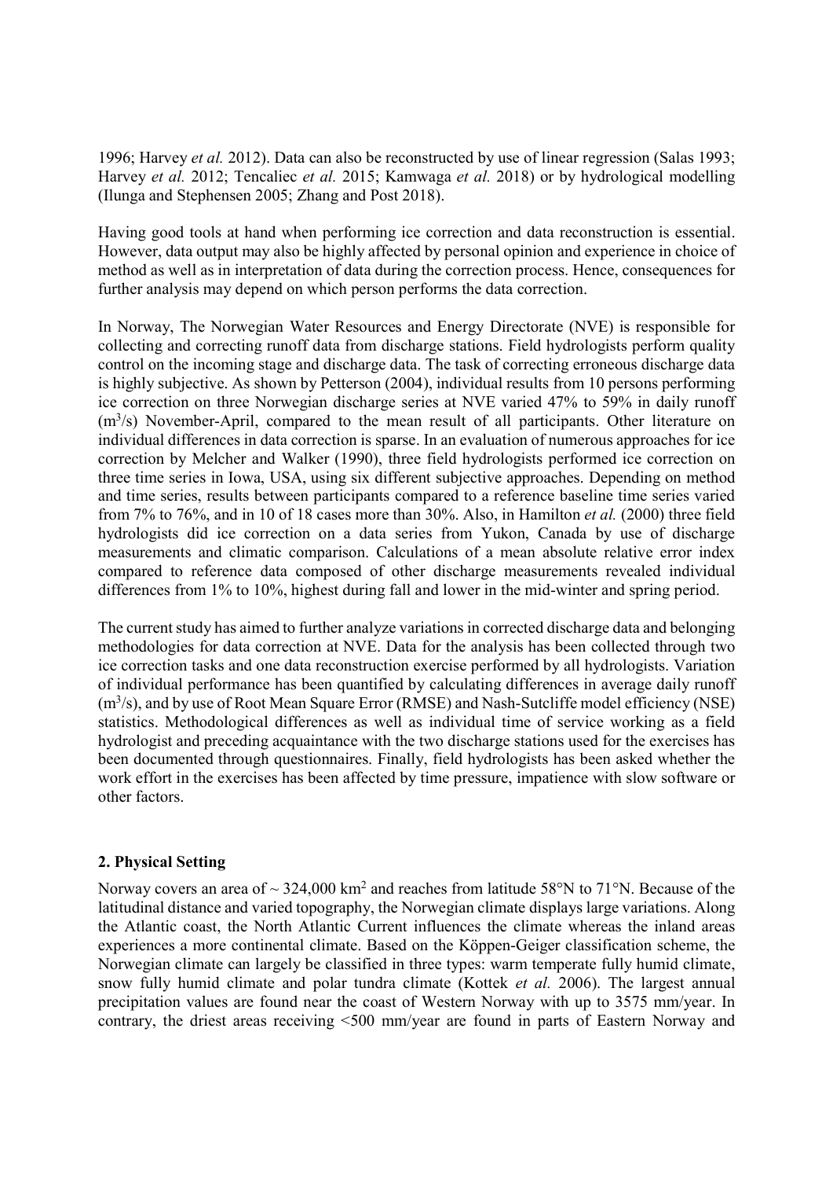1996; Harvey *et al.* 2012). Data can also be reconstructed by use of linear regression (Salas 1993; Harvey *et al.* 2012; Tencaliec *et al.* 2015; Kamwaga *et al.* 2018) or by hydrological modelling (Ilunga and Stephensen 2005; Zhang and Post 2018).

Having good tools at hand when performing ice correction and data reconstruction is essential. However, data output may also be highly affected by personal opinion and experience in choice of method as well as in interpretation of data during the correction process. Hence, consequences for further analysis may depend on which person performs the data correction.

In Norway, The Norwegian Water Resources and Energy Directorate (NVE) is responsible for collecting and correcting runoff data from discharge stations. Field hydrologists perform quality control on the incoming stage and discharge data. The task of correcting erroneous discharge data is highly subjective. As shown by Petterson (2004), individual results from 10 persons performing ice correction on three Norwegian discharge series at NVE varied 47% to 59% in daily runoff ($m^3/s$) November-April, compared to the mean result of all participants. Other literature on individual differences in data correction is sparse. In an evaluation of numerous approaches for ice correction by Melcher and Walker (1990), three field hydrologists performed ice correction on three time series in Iowa, USA, using six different subjective approaches. Depending on method and time series, results between participants compared to a reference baseline time series varied from 7% to 76%, and in 10 of 18 cases more than 30%. Also, in Hamilton *et al.* (2000) three field hydrologists did ice correction on a data series from Yukon, Canada by use of discharge measurements and climatic comparison. Calculations of a mean absolute relative error index compared to reference data composed of other discharge measurements revealed individual differences from 1% to 10%, highest during fall and lower in the mid-winter and spring period.

The current study has aimed to further analyze variations in corrected discharge data and belonging methodologies for data correction at NVE. Data for the analysis has been collected through two ice correction tasks and one data reconstruction exercise performed by all hydrologists. Variation of individual performance has been quantified by calculating differences in average daily runoff ($m^3/s$), and by use of Root Mean Square Error (RMSE) and Nash-Sutcliffe model efficiency (NSE) statistics. Methodological differences as well as individual time of service working as a field hydrologist and preceding acquaintance with the two discharge stations used for the exercises has been documented through questionnaires. Finally, field hydrologists has been asked whether the work effort in the exercises has been affected by time pressure, impatience with slow software or other factors.

## 2. Physical Setting

Norway covers an area of ~ 324,000 $km^2$ and reaches from latitude 58°N to 71°N. Because of the latitudinal distance and varied topography, the Norwegian climate displays large variations. Along the Atlantic coast, the North Atlantic Current influences the climate whereas the inland areas experiences a more continental climate. Based on the Köppen-Geiger classification scheme, the Norwegian climate can largely be classified in three types: warm temperate fully humid climate, snow fully humid climate and polar tundra climate (Kottek *et al.* 2006). The largest annual precipitation values are found near the coast of Western Norway with up to 3575 mm/year. In contrary, the driest areas receiving <500 mm/year are found in parts of Eastern Norway and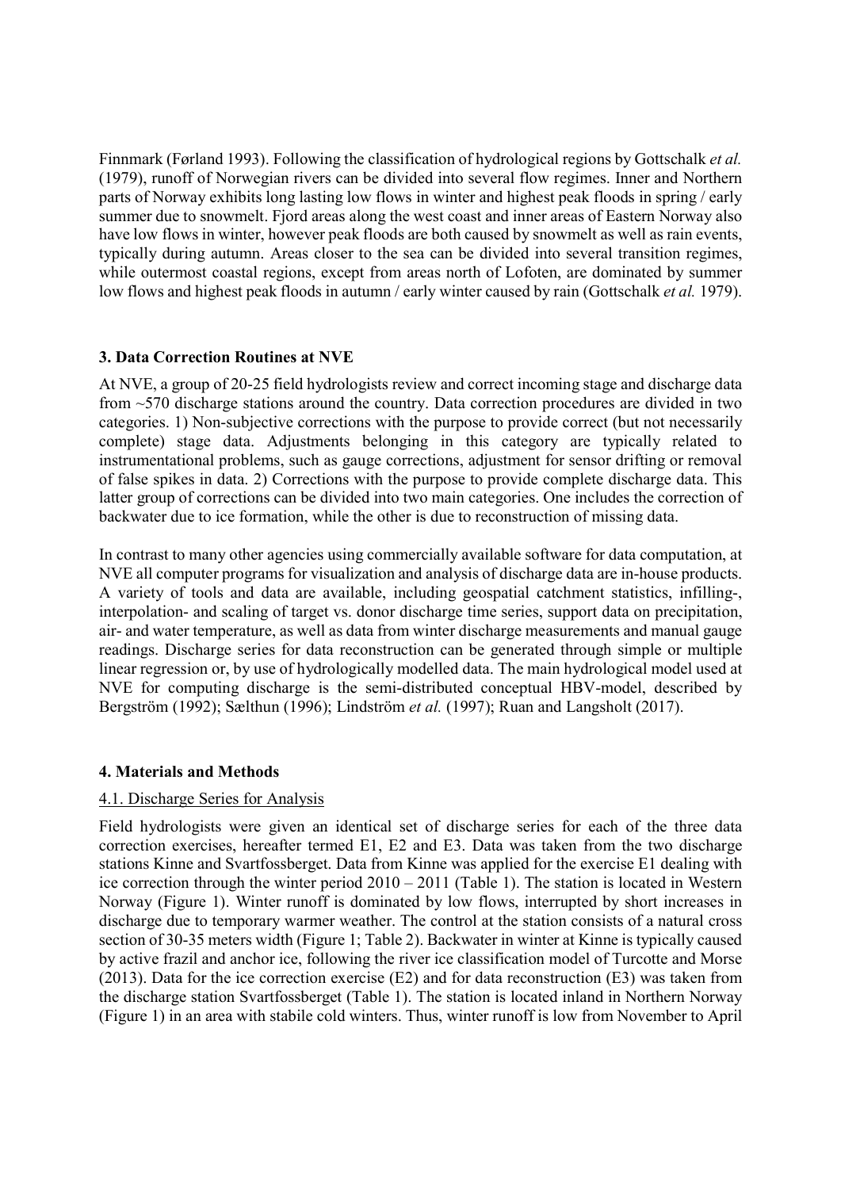Finnmark (Førland 1993). Following the classification of hydrological regions by Gottschalk *et al.* (1979), runoff of Norwegian rivers can be divided into several flow regimes. Inner and Northern parts of Norway exhibits long lasting low flows in winter and highest peak floods in spring / early summer due to snowmelt. Fjord areas along the west coast and inner areas of Eastern Norway also have low flows in winter, however peak floods are both caused by snowmelt as well as rain events, typically during autumn. Areas closer to the sea can be divided into several transition regimes, while outermost coastal regions, except from areas north of Lofoten, are dominated by summer low flows and highest peak floods in autumn / early winter caused by rain (Gottschalk *et al.* 1979).

## 3. Data Correction Routines at NVE

At NVE, a group of 20-25 field hydrologists review and correct incoming stage and discharge data from ~570 discharge stations around the country. Data correction procedures are divided in two categories. 1) Non-subjective corrections with the purpose to provide correct (but not necessarily complete) stage data. Adjustments belonging in this category are typically related to instrumentational problems, such as gauge corrections, adjustment for sensor drifting or removal of false spikes in data. 2) Corrections with the purpose to provide complete discharge data. This latter group of corrections can be divided into two main categories. One includes the correction of backwater due to ice formation, while the other is due to reconstruction of missing data.

In contrast to many other agencies using commercially available software for data computation, at NVE all computer programs for visualization and analysis of discharge data are in-house products. A variety of tools and data are available, including geospatial catchment statistics, infilling-, interpolation- and scaling of target vs. donor discharge time series, support data on precipitation, air- and water temperature, as well as data from winter discharge measurements and manual gauge readings. Discharge series for data reconstruction can be generated through simple or multiple linear regression or, by use of hydrologically modelled data. The main hydrological model used at NVE for computing discharge is the semi-distributed conceptual HBV-model, described by Bergström (1992); Sælthun (1996); Lindström *et al.* (1997); Ruan and Langsholt (2017).

## 4. Materials and Methods

### 4.1. Discharge Series for Analysis

Field hydrologists were given an identical set of discharge series for each of the three data correction exercises, hereafter termed E1, E2 and E3. Data was taken from the two discharge stations Kinne and Svartfossberget. Data from Kinne was applied for the exercise E1 dealing with ice correction through the winter period 2010 – 2011 (Table 1). The station is located in Western Norway (Figure 1). Winter runoff is dominated by low flows, interrupted by short increases in discharge due to temporary warmer weather. The control at the station consists of a natural cross section of 30-35 meters width (Figure 1; Table 2). Backwater in winter at Kinne is typically caused by active frazil and anchor ice, following the river ice classification model of Turcotte and Morse (2013). Data for the ice correction exercise (E2) and for data reconstruction (E3) was taken from the discharge station Svartfossberget (Table 1). The station is located inland in Northern Norway (Figure 1) in an area with stabile cold winters. Thus, winter runoff is low from November to April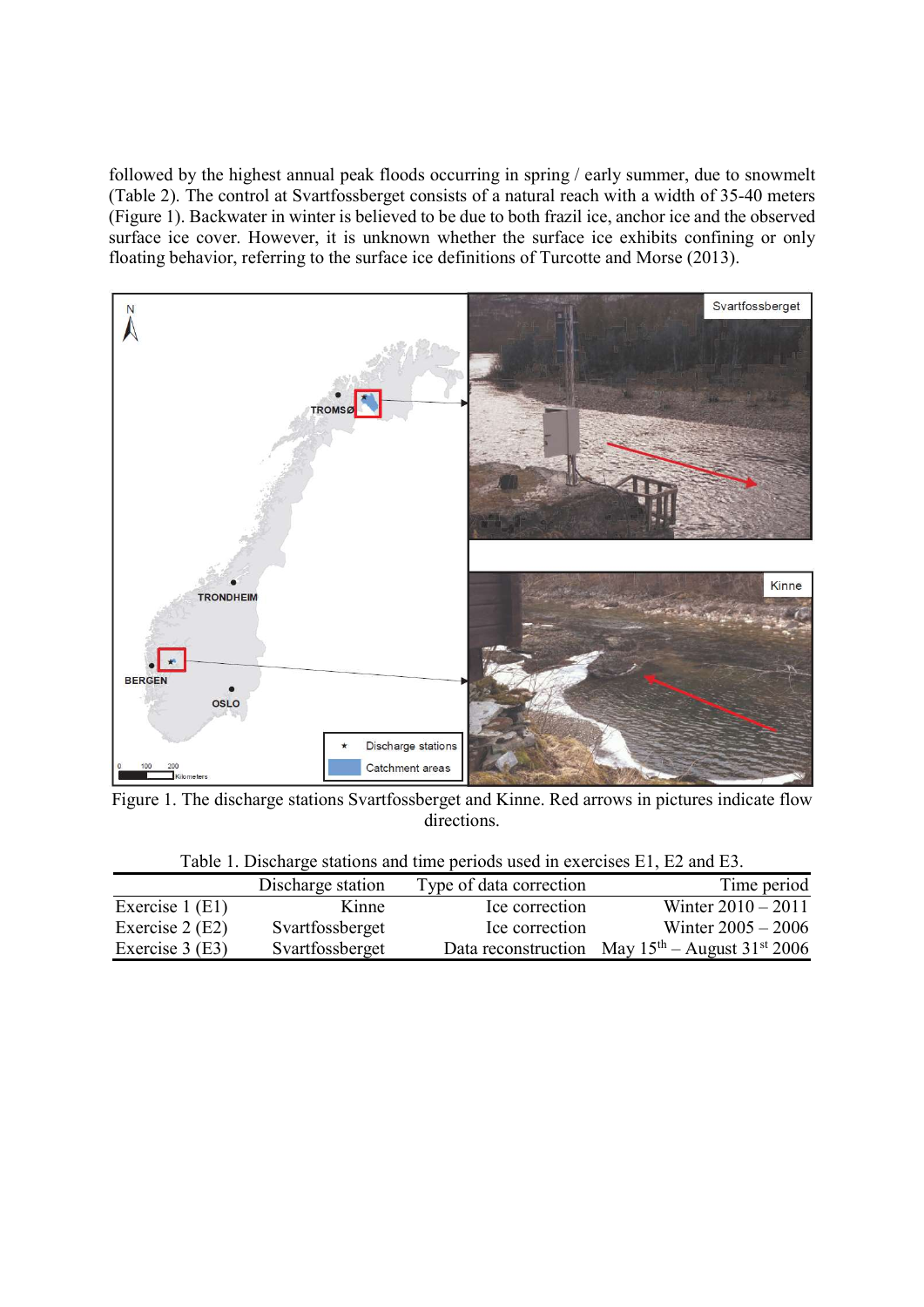followed by the highest annual peak floods occurring in spring / early summer, due to snowmelt (Table 2). The control at Svartfossberget consists of a natural reach with a width of 35-40 meters (Figure 1). Backwater in winter is believed to be due to both frazil ice, anchor ice and the observed surface ice cover. However, it is unknown whether the surface ice exhibits confining or only floating behavior, referring to the surface ice definitions of Turcotte and Morse (2013).

Figure 1. The discharge stations Svartfossberget and Kinne. Red arrows in pictures indicate flow directions.

Table 1. Discharge stations and time periods used in exercises E1, E2 and E3.

| | Discharge station | Type of data correction | Time period |
|---|---|---|---|
| Exercise 1 (E1) | Kinne | Ice correction | Winter 2010 – 2011 |
| Exercise 2 (E2) | Svartfossberget | Ice correction | Winter 2005 – 2006 |
| Exercise 3 (E3) | Svartfossberget | Data reconstruction | May 15th – August 31st 2006 |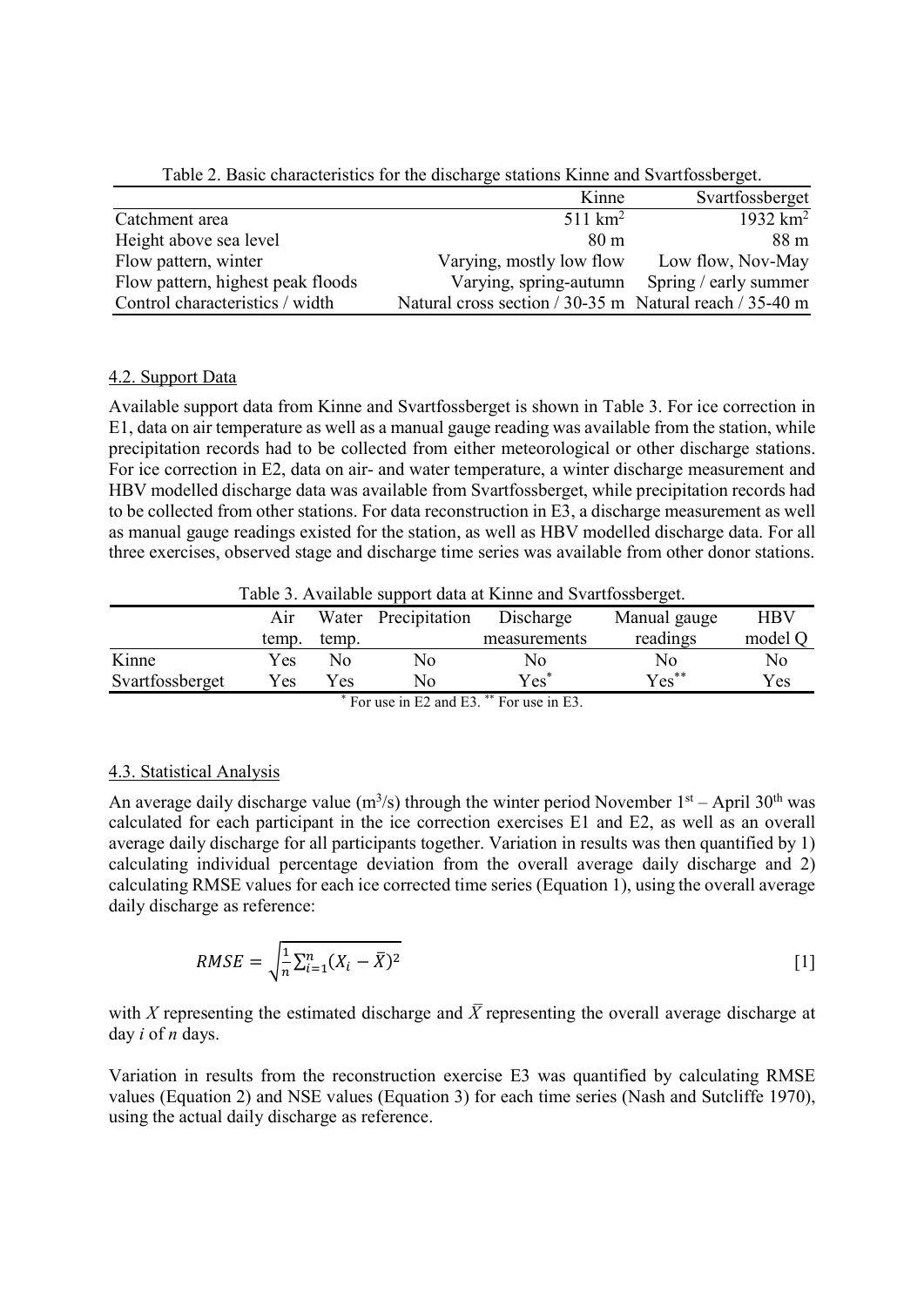Table 2. Basic characteristics for the discharge stations Kinne and Svartfossberget.

| | Kinne | Svartfossberget |
|---|---|---|
| Catchment area | 511 km$^2$ | 1932 km$^2$ |
| Height above sea level | 80 m | 88 m |
| Flow pattern, winter | Varying, mostly low flow | Low flow, Nov-May |
| Flow pattern, highest peak floods | Varying, spring-autumn | Spring / early summer |
| Control characteristics / width | Natural cross section / 30-35 m | Natural reach / 35-40 m |

### 4.2. Support Data

Available support data from Kinne and Svartfossberget is shown in Table 3. For ice correction in E1, data on air temperature as well as a manual gauge reading was available from the station, while precipitation records had to be collected from either meteorological or other discharge stations. For ice correction in E2, data on air- and water temperature, a winter discharge measurement and HBV modelled discharge data was available from Svartfossberget, while precipitation records had to be collected from other stations. For data reconstruction in E3, a discharge measurement as well as manual gauge readings existed for the station, as well as HBV modelled discharge data. For all three exercises, observed stage and discharge time series was available from other donor stations.

Table 3. Available support data at Kinne and Svartfossberget.

| | Air temp. | Water temp. | Precipitation | Discharge measurements | Manual gauge readings | HBV model Q |
|---|---|---|---|---|---|---|
| Kinne | Yes | No | No | No | No | No |
| Svartfossberget | Yes | Yes | No | Yes* | Yes** | Yes |

* For use in E2 and E3. ** For use in E3.

### 4.3. Statistical Analysis

An average daily discharge value (m$^3$/s) through the winter period November 1st – April 30th was calculated for each participant in the ice correction exercises E1 and E2, as well as an overall average daily discharge for all participants together. Variation in results was then quantified by 1) calculating individual percentage deviation from the overall average daily discharge and 2) calculating RMSE values for each ice corrected time series (Equation 1), using the overall average daily discharge as reference:

$$RMSE = \sqrt{\frac{1}{n}\sum_{i=1}^{n}(X_i - \bar{X})^2} \qquad [1]$$

with $X$ representing the estimated discharge and $\bar{X}$ representing the overall average discharge at day $i$ of $n$ days.

Variation in results from the reconstruction exercise E3 was quantified by calculating RMSE values (Equation 2) and NSE values (Equation 3) for each time series (Nash and Sutcliffe 1970), using the actual daily discharge as reference.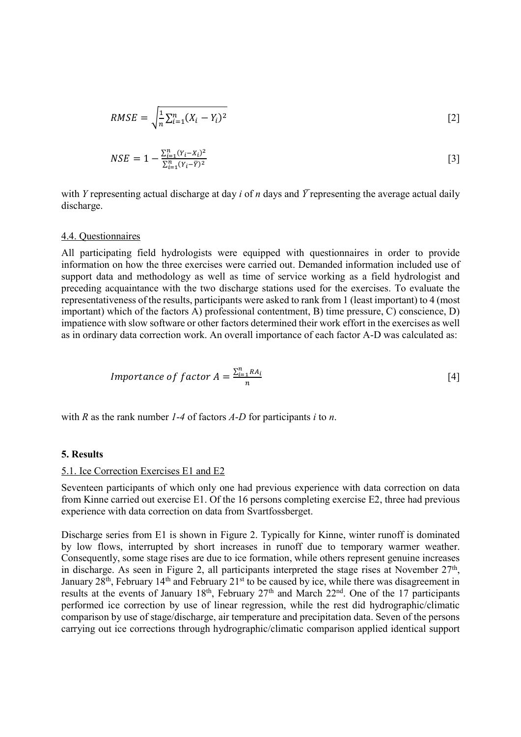$$RMSE = \sqrt{\frac{1}{n}\sum_{i=1}^{n}(X_i - Y_i)^2} \quad [2]$$

$$NSE = 1 - \frac{\sum_{i=1}^{n}(Y_i - X_i)^2}{\sum_{i=1}^{n}(Y_i - \bar{Y})^2} \quad [3]$$

with $Y$ representing actual discharge at day $i$ of $n$ days and $\bar{Y}$ representing the average actual daily discharge.

### 4.4. Questionnaires

All participating field hydrologists were equipped with questionnaires in order to provide information on how the three exercises were carried out. Demanded information included use of support data and methodology as well as time of service working as a field hydrologist and preceding acquaintance with the two discharge stations used for the exercises. To evaluate the representativeness of the results, participants were asked to rank from 1 (least important) to 4 (most important) which of the factors A) professional contentment, B) time pressure, C) conscience, D) impatience with slow software or other factors determined their work effort in the exercises as well as in ordinary data correction work. An overall importance of each factor A-D was calculated as:

$$Importance\ of\ factor\ A = \frac{\sum_{i=1}^{n} RA_i}{n} \quad [4]$$

with $R$ as the rank number *1-4* of factors *A-D* for participants $i$ to $n$.

## 5. Results

### 5.1. Ice Correction Exercises E1 and E2

Seventeen participants of which only one had previous experience with data correction on data from Kinne carried out exercise E1. Of the 16 persons completing exercise E2, three had previous experience with data correction on data from Svartfossberget.

Discharge series from E1 is shown in Figure 2. Typically for Kinne, winter runoff is dominated by low flows, interrupted by short increases in runoff due to temporary warmer weather. Consequently, some stage rises are due to ice formation, while others represent genuine increases in discharge. As seen in Figure 2, all participants interpreted the stage rises at November 27th, January 28th, February 14th and February 21st to be caused by ice, while there was disagreement in results at the events of January 18th, February 27th and March 22nd. One of the 17 participants performed ice correction by use of linear regression, while the rest did hydrographic/climatic comparison by use of stage/discharge, air temperature and precipitation data. Seven of the persons carrying out ice corrections through hydrographic/climatic comparison applied identical support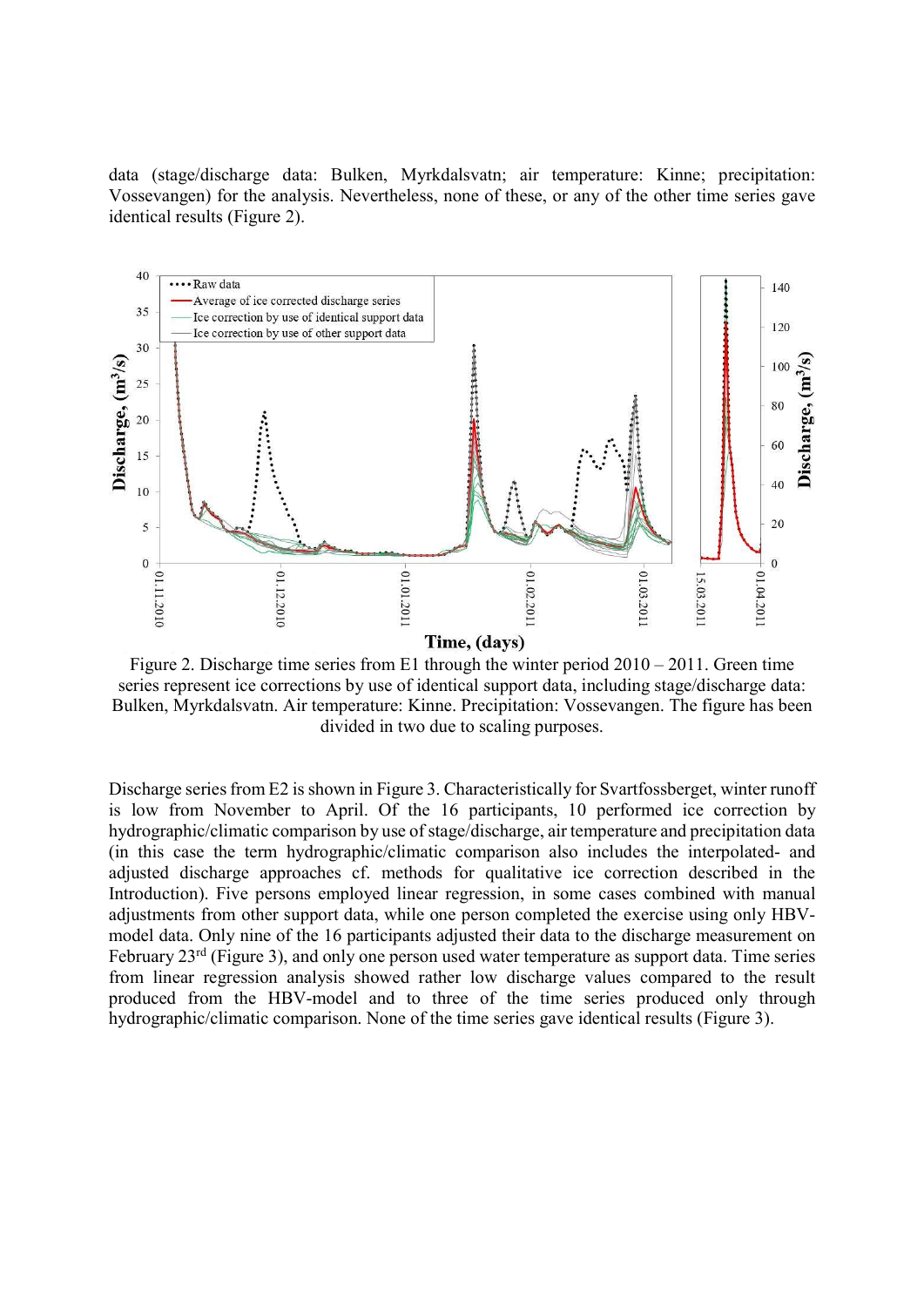data (stage/discharge data: Bulken, Myrkdalsvatn; air temperature: Kinne; precipitation: Vossevangen) for the analysis. Nevertheless, none of these, or any of the other time series gave identical results (Figure 2).

Figure 2. Discharge time series from E1 through the winter period 2010 – 2011. Green time series represent ice corrections by use of identical support data, including stage/discharge data: Bulken, Myrkdalsvatn. Air temperature: Kinne. Precipitation: Vossevangen. The figure has been divided in two due to scaling purposes.

Discharge series from E2 is shown in Figure 3. Characteristically for Svartfossberget, winter runoff is low from November to April. Of the 16 participants, 10 performed ice correction by hydrographic/climatic comparison by use of stage/discharge, air temperature and precipitation data (in this case the term hydrographic/climatic comparison also includes the interpolated- and adjusted discharge approaches cf. methods for qualitative ice correction described in the Introduction). Five persons employed linear regression, in some cases combined with manual adjustments from other support data, while one person completed the exercise using only HBV-model data. Only nine of the 16 participants adjusted their data to the discharge measurement on February 23rd (Figure 3), and only one person used water temperature as support data. Time series from linear regression analysis showed rather low discharge values compared to the result produced from the HBV-model and to three of the time series produced only through hydrographic/climatic comparison. None of the time series gave identical results (Figure 3).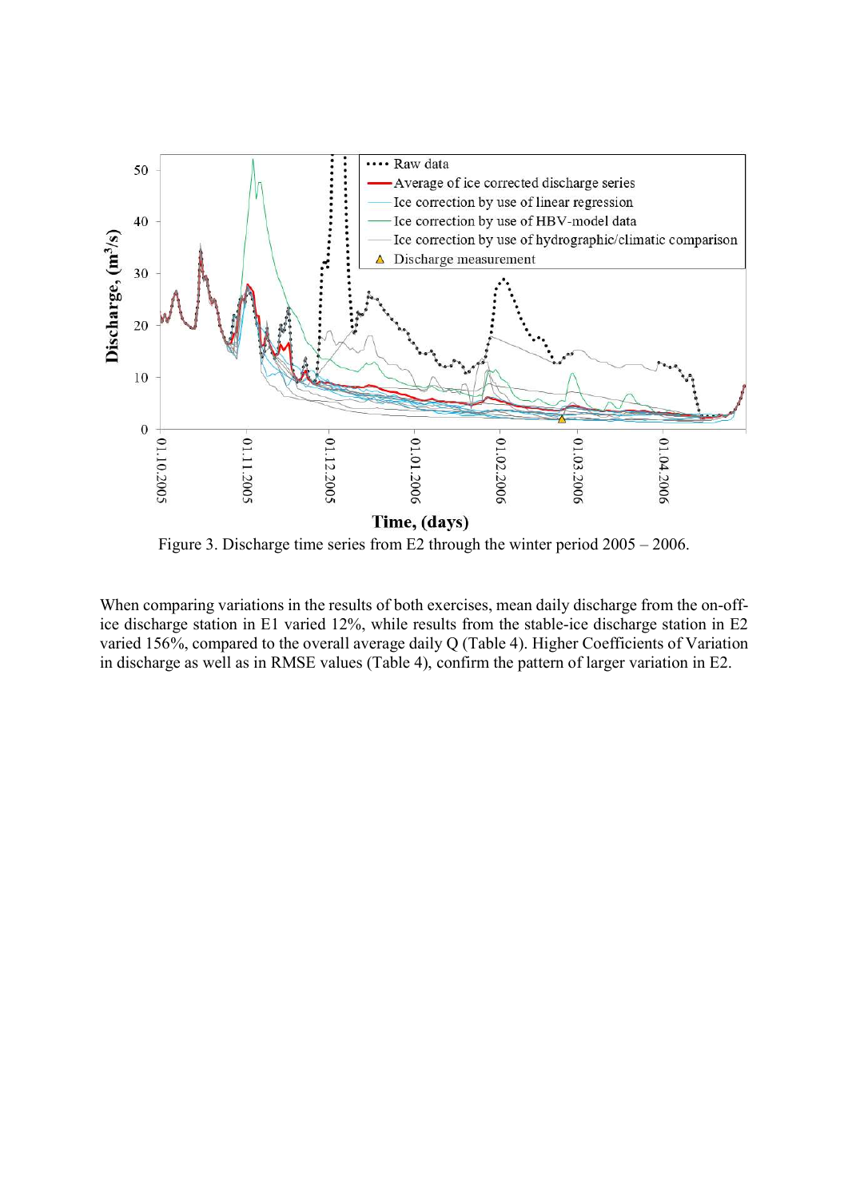Figure 3. Discharge time series from E2 through the winter period 2005 – 2006.

When comparing variations in the results of both exercises, mean daily discharge from the on-off-ice discharge station in E1 varied 12%, while results from the stable-ice discharge station in E2 varied 156%, compared to the overall average daily Q (Table 4). Higher Coefficients of Variation in discharge as well as in RMSE values (Table 4), confirm the pattern of larger variation in E2.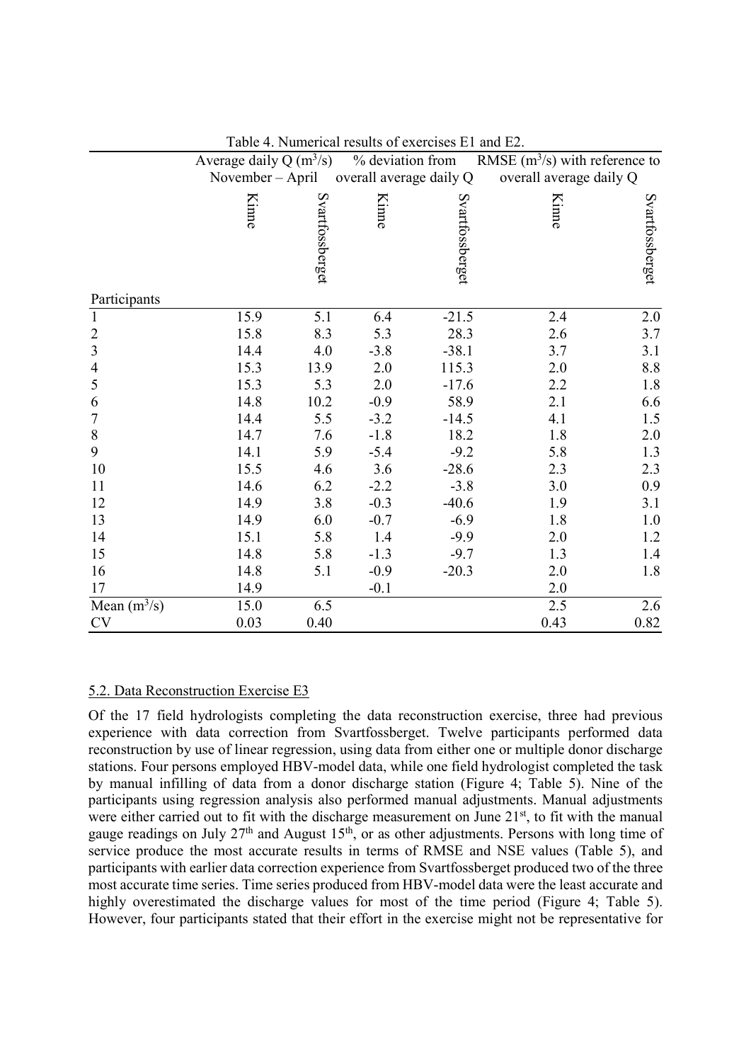Table 4. Numerical results of exercises E1 and E2.

| | Average daily Q ($m^3/s$) November – April | | % deviation from overall average daily Q | | RMSE ($m^3/s$) with reference to overall average daily Q | |
|---|---|---|---|---|---|---|
| Participants | Kinne | Svartfossberget | Kinne | Svartfossberget | Kinne | Svartfossberget |
| 1 | 15.9 | 5.1 | 6.4 | -21.5 | 2.4 | 2.0 |
| 2 | 15.8 | 8.3 | 5.3 | 28.3 | 2.6 | 3.7 |
| 3 | 14.4 | 4.0 | -3.8 | -38.1 | 3.7 | 3.1 |
| 4 | 15.3 | 13.9 | 2.0 | 115.3 | 2.0 | 8.8 |
| 5 | 15.3 | 5.3 | 2.0 | -17.6 | 2.2 | 1.8 |
| 6 | 14.8 | 10.2 | -0.9 | 58.9 | 2.1 | 6.6 |
| 7 | 14.4 | 5.5 | -3.2 | -14.5 | 4.1 | 1.5 |
| 8 | 14.7 | 7.6 | -1.8 | 18.2 | 1.8 | 2.0 |
| 9 | 14.1 | 5.9 | -5.4 | -9.2 | 5.8 | 1.3 |
| 10 | 15.5 | 4.6 | 3.6 | -28.6 | 2.3 | 2.3 |
| 11 | 14.6 | 6.2 | -2.2 | -3.8 | 3.0 | 0.9 |
| 12 | 14.9 | 3.8 | -0.3 | -40.6 | 1.9 | 3.1 |
| 13 | 14.9 | 6.0 | -0.7 | -6.9 | 1.8 | 1.0 |
| 14 | 15.1 | 5.8 | 1.4 | -9.9 | 2.0 | 1.2 |
| 15 | 14.8 | 5.8 | -1.3 | -9.7 | 1.3 | 1.4 |
| 16 | 14.8 | 5.1 | -0.9 | -20.3 | 2.0 | 1.8 |
| 17 | 14.9 | | -0.1 | | 2.0 | |
| Mean ($m^3/s$) | 15.0 | 6.5 | | | 2.5 | 2.6 |
| CV | 0.03 | 0.40 | | | 0.43 | 0.82 |

## 5.2. Data Reconstruction Exercise E3

Of the 17 field hydrologists completing the data reconstruction exercise, three had previous experience with data correction from Svartfossberget. Twelve participants performed data reconstruction by use of linear regression, using data from either one or multiple donor discharge stations. Four persons employed HBV-model data, while one field hydrologist completed the task by manual infilling of data from a donor discharge station (Figure 4; Table 5). Nine of the participants using regression analysis also performed manual adjustments. Manual adjustments were either carried out to fit with the discharge measurement on June 21st, to fit with the manual gauge readings on July 27th and August 15th, or as other adjustments. Persons with long time of service produce the most accurate results in terms of RMSE and NSE values (Table 5), and participants with earlier data correction experience from Svartfossberget produced two of the three most accurate time series. Time series produced from HBV-model data were the least accurate and highly overestimated the discharge values for most of the time period (Figure 4; Table 5). However, four participants stated that their effort in the exercise might not be representative for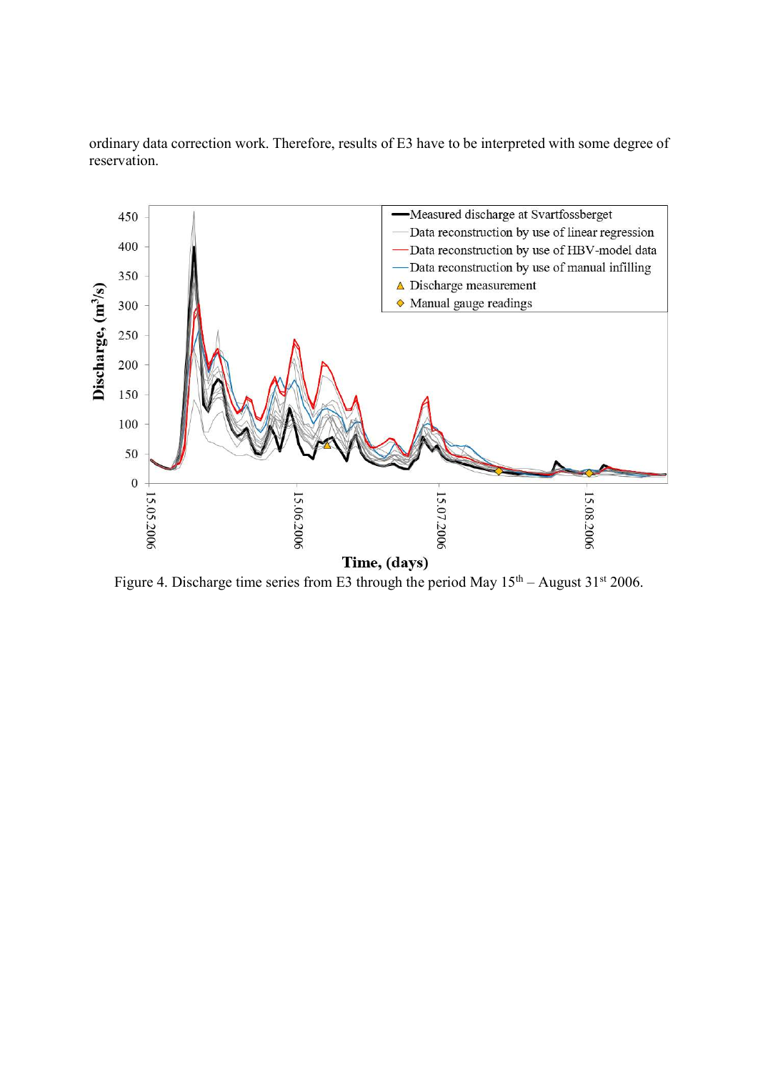ordinary data correction work. Therefore, results of E3 have to be interpreted with some degree of reservation.

Figure 4. Discharge time series from E3 through the period May 15th – August 31st 2006.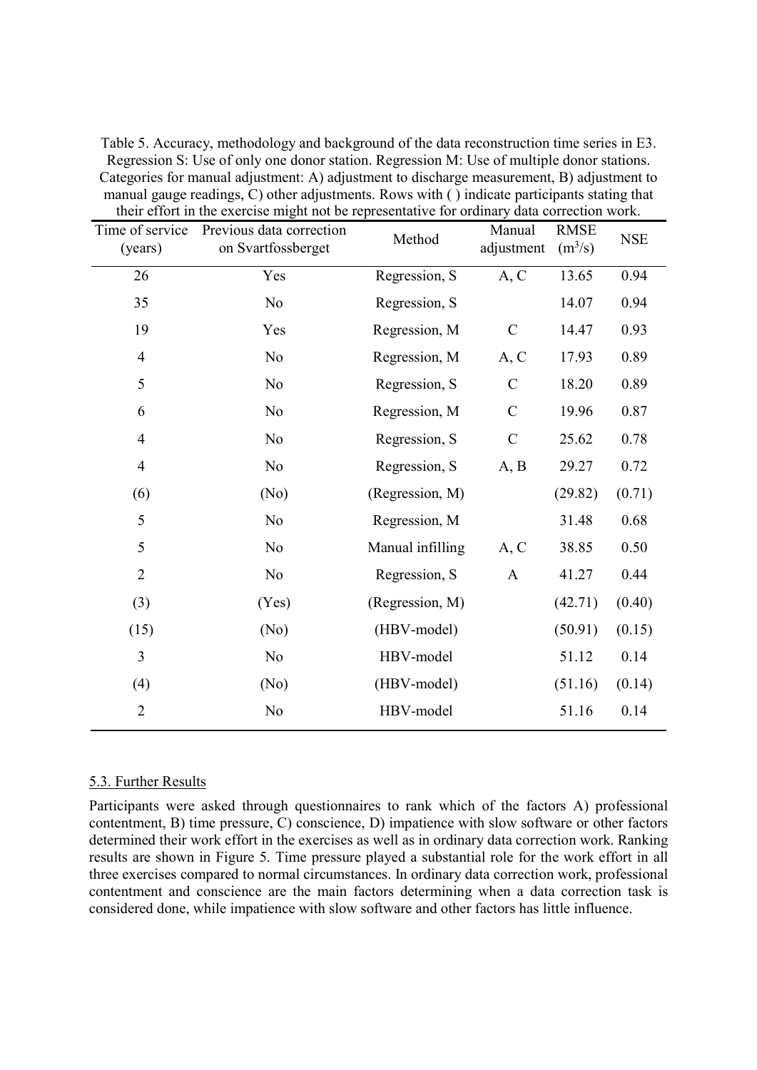Table 5. Accuracy, methodology and background of the data reconstruction time series in E3. Regression S: Use of only one donor station. Regression M: Use of multiple donor stations. Categories for manual adjustment: A) adjustment to discharge measurement, B) adjustment to manual gauge readings, C) other adjustments. Rows with ( ) indicate participants stating that their effort in the exercise might not be representative for ordinary data correction work.

| Time of service (years) | Previous data correction on Svartfossberget | Method | Manual adjustment | RMSE ($m^3/s$) | NSE |
|---|---|---|---|---|---|
| 26 | Yes | Regression, S | A, C | 13.65 | 0.94 |
| 35 | No | Regression, S | | 14.07 | 0.94 |
| 19 | Yes | Regression, M | C | 14.47 | 0.93 |
| 4 | No | Regression, M | A, C | 17.93 | 0.89 |
| 5 | No | Regression, S | C | 18.20 | 0.89 |
| 6 | No | Regression, M | C | 19.96 | 0.87 |
| 4 | No | Regression, S | C | 25.62 | 0.78 |
| 4 | No | Regression, S | A, B | 29.27 | 0.72 |
| (6) | (No) | (Regression, M) | | (29.82) | (0.71) |
| 5 | No | Regression, M | | 31.48 | 0.68 |
| 5 | No | Manual infilling | A, C | 38.85 | 0.50 |
| 2 | No | Regression, S | A | 41.27 | 0.44 |
| (3) | (Yes) | (Regression, M) | | (42.71) | (0.40) |
| (15) | (No) | (HBV-model) | | (50.91) | (0.15) |
| 3 | No | HBV-model | | 51.12 | 0.14 |
| (4) | (No) | (HBV-model) | | (51.16) | (0.14) |
| 2 | No | HBV-model | | 51.16 | 0.14 |

## 5.3. Further Results

Participants were asked through questionnaires to rank which of the factors A) professional contentment, B) time pressure, C) conscience, D) impatience with slow software or other factors determined their work effort in the exercises as well as in ordinary data correction work. Ranking results are shown in Figure 5. Time pressure played a substantial role for the work effort in all three exercises compared to normal circumstances. In ordinary data correction work, professional contentment and conscience are the main factors determining when a data correction task is considered done, while impatience with slow software and other factors has little influence.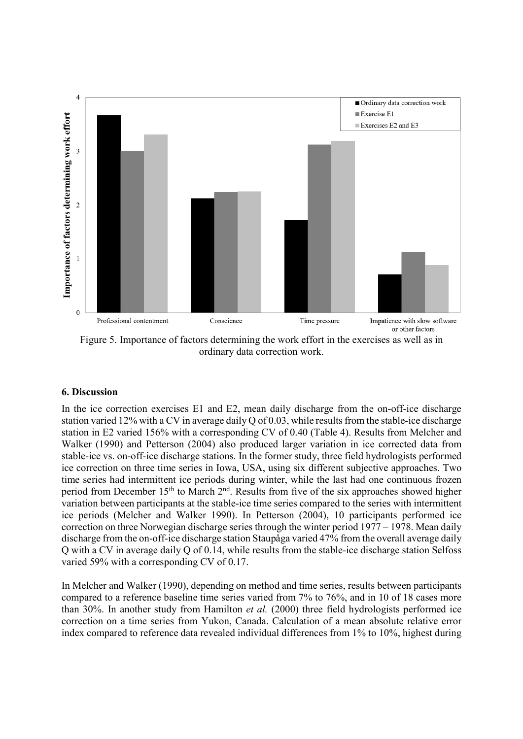Figure 5. Importance of factors determining the work effort in the exercises as well as in ordinary data correction work.

## 6. Discussion

In the ice correction exercises E1 and E2, mean daily discharge from the on-off-ice discharge station varied 12% with a CV in average daily Q of 0.03, while results from the stable-ice discharge station in E2 varied 156% with a corresponding CV of 0.40 (Table 4). Results from Melcher and Walker (1990) and Petterson (2004) also produced larger variation in ice corrected data from stable-ice vs. on-off-ice discharge stations. In the former study, three field hydrologists performed ice correction on three time series in Iowa, USA, using six different subjective approaches. Two time series had intermittent ice periods during winter, while the last had one continuous frozen period from December 15th to March 2nd. Results from five of the six approaches showed higher variation between participants at the stable-ice time series compared to the series with intermittent ice periods (Melcher and Walker 1990). In Petterson (2004), 10 participants performed ice correction on three Norwegian discharge series through the winter period 1977 – 1978. Mean daily discharge from the on-off-ice discharge station Staupåga varied 47% from the overall average daily Q with a CV in average daily Q of 0.14, while results from the stable-ice discharge station Selfoss varied 59% with a corresponding CV of 0.17.

In Melcher and Walker (1990), depending on method and time series, results between participants compared to a reference baseline time series varied from 7% to 76%, and in 10 of 18 cases more than 30%. In another study from Hamilton *et al.* (2000) three field hydrologists performed ice correction on a time series from Yukon, Canada. Calculation of a mean absolute relative error index compared to reference data revealed individual differences from 1% to 10%, highest during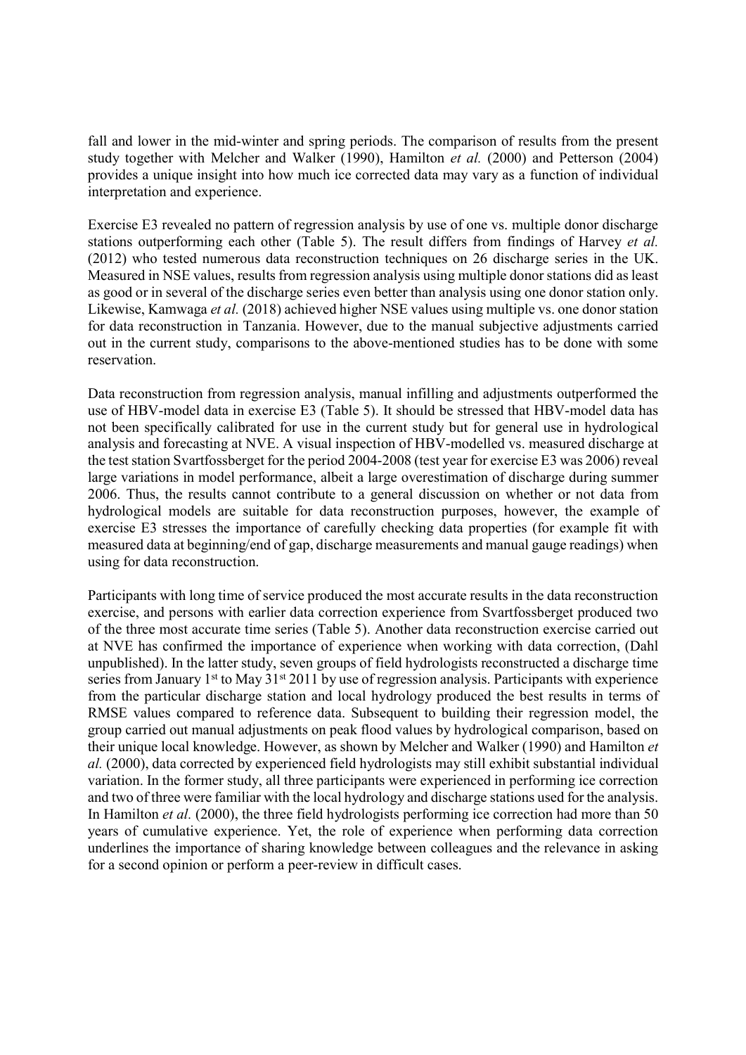fall and lower in the mid-winter and spring periods. The comparison of results from the present study together with Melcher and Walker (1990), Hamilton *et al.* (2000) and Petterson (2004) provides a unique insight into how much ice corrected data may vary as a function of individual interpretation and experience.

Exercise E3 revealed no pattern of regression analysis by use of one vs. multiple donor discharge stations outperforming each other (Table 5). The result differs from findings of Harvey *et al.* (2012) who tested numerous data reconstruction techniques on 26 discharge series in the UK. Measured in NSE values, results from regression analysis using multiple donor stations did as least as good or in several of the discharge series even better than analysis using one donor station only. Likewise, Kamwaga *et al.* (2018) achieved higher NSE values using multiple vs. one donor station for data reconstruction in Tanzania. However, due to the manual subjective adjustments carried out in the current study, comparisons to the above-mentioned studies has to be done with some reservation.

Data reconstruction from regression analysis, manual infilling and adjustments outperformed the use of HBV-model data in exercise E3 (Table 5). It should be stressed that HBV-model data has not been specifically calibrated for use in the current study but for general use in hydrological analysis and forecasting at NVE. A visual inspection of HBV-modelled vs. measured discharge at the test station Svartfossberget for the period 2004-2008 (test year for exercise E3 was 2006) reveal large variations in model performance, albeit a large overestimation of discharge during summer 2006. Thus, the results cannot contribute to a general discussion on whether or not data from hydrological models are suitable for data reconstruction purposes, however, the example of exercise E3 stresses the importance of carefully checking data properties (for example fit with measured data at beginning/end of gap, discharge measurements and manual gauge readings) when using for data reconstruction.

Participants with long time of service produced the most accurate results in the data reconstruction exercise, and persons with earlier data correction experience from Svartfossberget produced two of the three most accurate time series (Table 5). Another data reconstruction exercise carried out at NVE has confirmed the importance of experience when working with data correction, (Dahl unpublished). In the latter study, seven groups of field hydrologists reconstructed a discharge time series from January 1st to May 31st 2011 by use of regression analysis. Participants with experience from the particular discharge station and local hydrology produced the best results in terms of RMSE values compared to reference data. Subsequent to building their regression model, the group carried out manual adjustments on peak flood values by hydrological comparison, based on their unique local knowledge. However, as shown by Melcher and Walker (1990) and Hamilton *et al.* (2000), data corrected by experienced field hydrologists may still exhibit substantial individual variation. In the former study, all three participants were experienced in performing ice correction and two of three were familiar with the local hydrology and discharge stations used for the analysis. In Hamilton *et al.* (2000), the three field hydrologists performing ice correction had more than 50 years of cumulative experience. Yet, the role of experience when performing data correction underlines the importance of sharing knowledge between colleagues and the relevance in asking for a second opinion or perform a peer-review in difficult cases.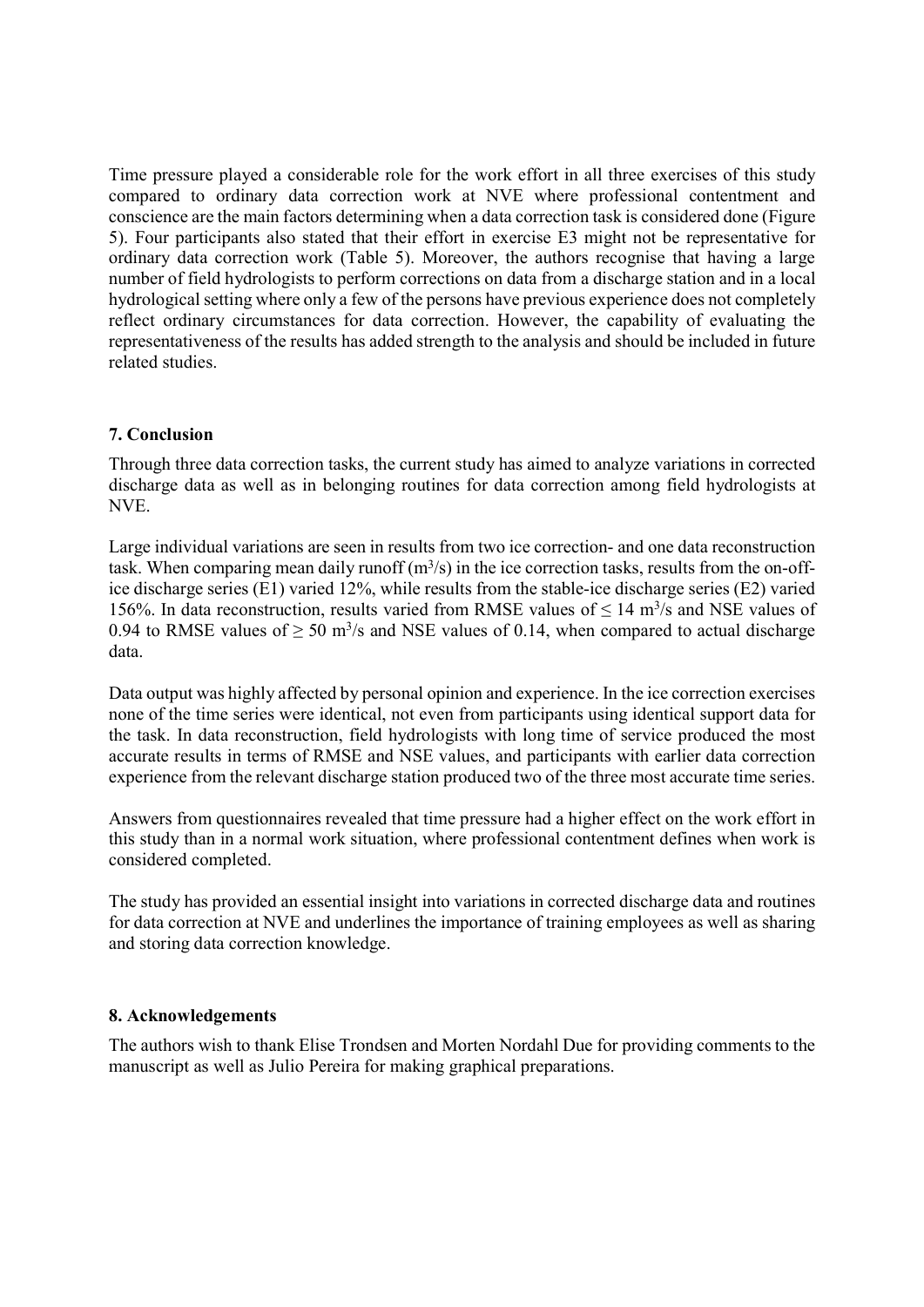Time pressure played a considerable role for the work effort in all three exercises of this study compared to ordinary data correction work at NVE where professional contentment and conscience are the main factors determining when a data correction task is considered done (Figure 5). Four participants also stated that their effort in exercise E3 might not be representative for ordinary data correction work (Table 5). Moreover, the authors recognise that having a large number of field hydrologists to perform corrections on data from a discharge station and in a local hydrological setting where only a few of the persons have previous experience does not completely reflect ordinary circumstances for data correction. However, the capability of evaluating the representativeness of the results has added strength to the analysis and should be included in future related studies.

### 7. Conclusion

Through three data correction tasks, the current study has aimed to analyze variations in corrected discharge data as well as in belonging routines for data correction among field hydrologists at NVE.

Large individual variations are seen in results from two ice correction- and one data reconstruction task. When comparing mean daily runoff ($m^3/s$) in the ice correction tasks, results from the on-off-ice discharge series (E1) varied 12%, while results from the stable-ice discharge series (E2) varied 156%. In data reconstruction, results varied from RMSE values of $\leq 14$ $m^3/s$ and NSE values of 0.94 to RMSE values of $\geq 50$ $m^3/s$ and NSE values of 0.14, when compared to actual discharge data.

Data output was highly affected by personal opinion and experience. In the ice correction exercises none of the time series were identical, not even from participants using identical support data for the task. In data reconstruction, field hydrologists with long time of service produced the most accurate results in terms of RMSE and NSE values, and participants with earlier data correction experience from the relevant discharge station produced two of the three most accurate time series.

Answers from questionnaires revealed that time pressure had a higher effect on the work effort in this study than in a normal work situation, where professional contentment defines when work is considered completed.

The study has provided an essential insight into variations in corrected discharge data and routines for data correction at NVE and underlines the importance of training employees as well as sharing and storing data correction knowledge.

### 8. Acknowledgements

The authors wish to thank Elise Trondsen and Morten Nordahl Due for providing comments to the manuscript as well as Julio Pereira for making graphical preparations.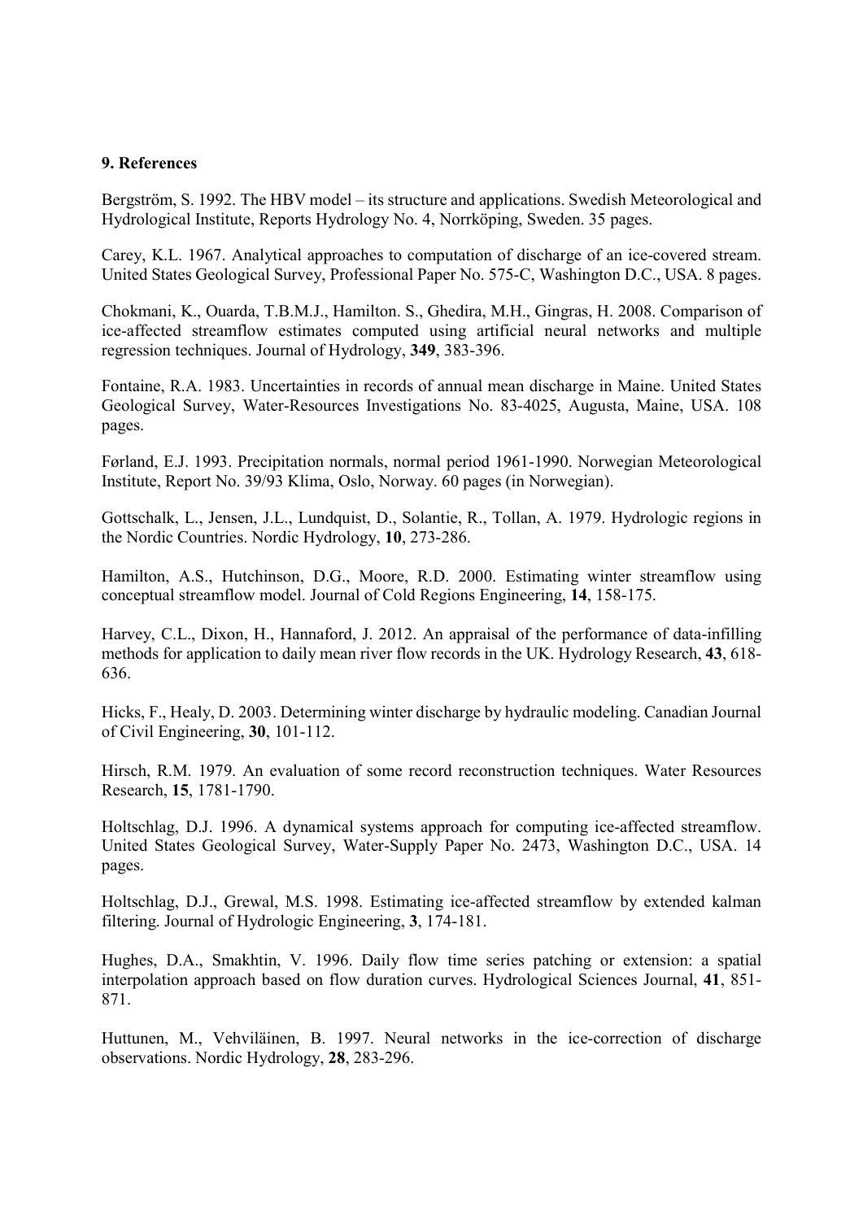## 9. References

Bergström, S. 1992. The HBV model – its structure and applications. Swedish Meteorological and Hydrological Institute, Reports Hydrology No. 4, Norrköping, Sweden. 35 pages.

Carey, K.L. 1967. Analytical approaches to computation of discharge of an ice-covered stream. United States Geological Survey, Professional Paper No. 575-C, Washington D.C., USA. 8 pages.

Chokmani, K., Ouarda, T.B.M.J., Hamilton. S., Ghedira, M.H., Gingras, H. 2008. Comparison of ice-affected streamflow estimates computed using artificial neural networks and multiple regression techniques. Journal of Hydrology, **349**, 383-396.

Fontaine, R.A. 1983. Uncertainties in records of annual mean discharge in Maine. United States Geological Survey, Water-Resources Investigations No. 83-4025, Augusta, Maine, USA. 108 pages.

Førland, E.J. 1993. Precipitation normals, normal period 1961-1990. Norwegian Meteorological Institute, Report No. 39/93 Klima, Oslo, Norway. 60 pages (in Norwegian).

Gottschalk, L., Jensen, J.L., Lundquist, D., Solantie, R., Tollan, A. 1979. Hydrologic regions in the Nordic Countries. Nordic Hydrology, **10**, 273-286.

Hamilton, A.S., Hutchinson, D.G., Moore, R.D. 2000. Estimating winter streamflow using conceptual streamflow model. Journal of Cold Regions Engineering, **14**, 158-175.

Harvey, C.L., Dixon, H., Hannaford, J. 2012. An appraisal of the performance of data-infilling methods for application to daily mean river flow records in the UK. Hydrology Research, **43**, 618-636.

Hicks, F., Healy, D. 2003. Determining winter discharge by hydraulic modeling. Canadian Journal of Civil Engineering, **30**, 101-112.

Hirsch, R.M. 1979. An evaluation of some record reconstruction techniques. Water Resources Research, **15**, 1781-1790.

Holtschlag, D.J. 1996. A dynamical systems approach for computing ice-affected streamflow. United States Geological Survey, Water-Supply Paper No. 2473, Washington D.C., USA. 14 pages.

Holtschlag, D.J., Grewal, M.S. 1998. Estimating ice-affected streamflow by extended kalman filtering. Journal of Hydrologic Engineering, **3**, 174-181.

Hughes, D.A., Smakhtin, V. 1996. Daily flow time series patching or extension: a spatial interpolation approach based on flow duration curves. Hydrological Sciences Journal, **41**, 851-871.

Huttunen, M., Vehviläinen, B. 1997. Neural networks in the ice-correction of discharge observations. Nordic Hydrology, **28**, 283-296.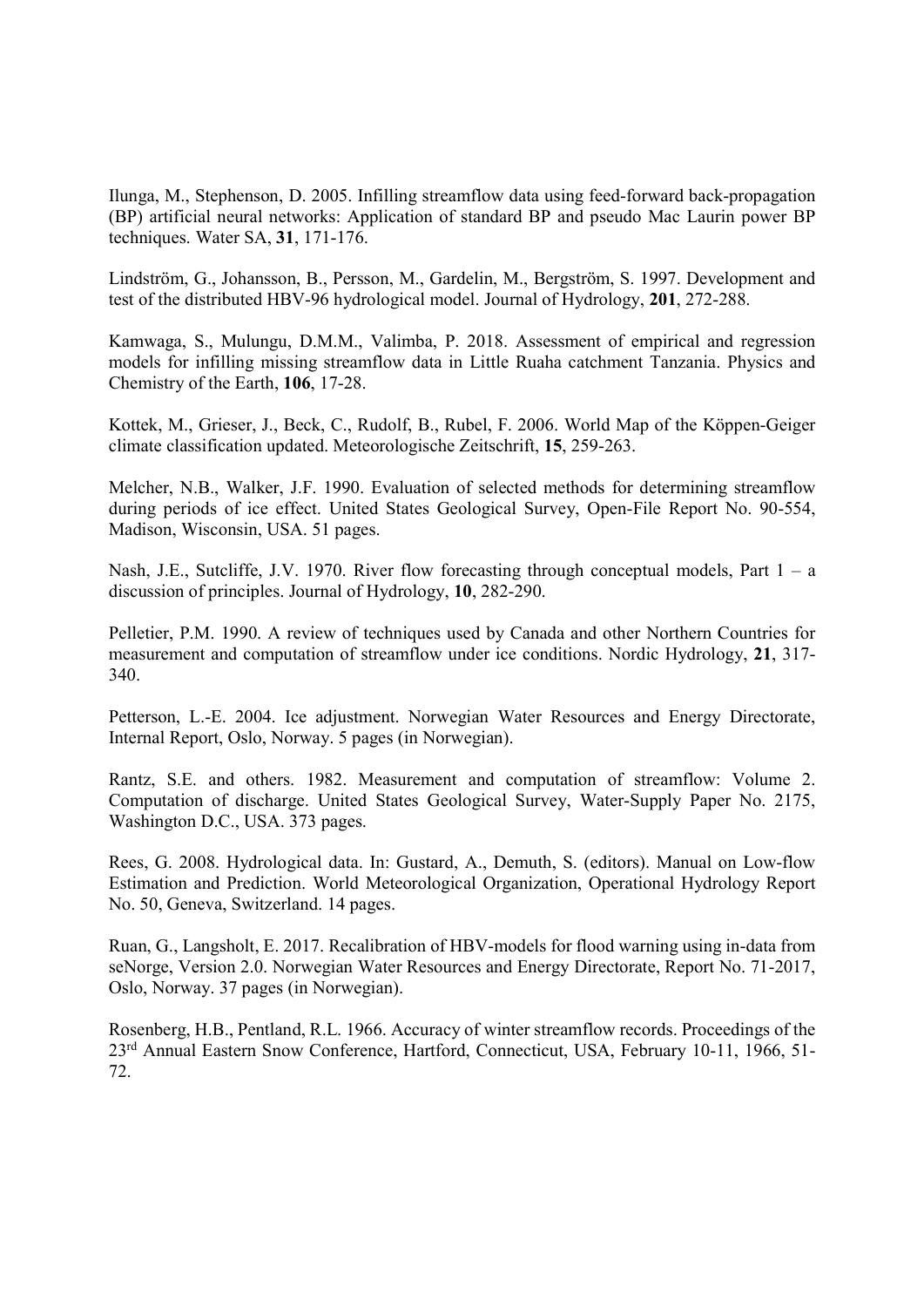Ilunga, M., Stephenson, D. 2005. Infilling streamflow data using feed-forward back-propagation (BP) artificial neural networks: Application of standard BP and pseudo Mac Laurin power BP techniques. Water SA, **31**, 171-176.

Lindström, G., Johansson, B., Persson, M., Gardelin, M., Bergström, S. 1997. Development and test of the distributed HBV-96 hydrological model. Journal of Hydrology, **201**, 272-288.

Kamwaga, S., Mulungu, D.M.M., Valimba, P. 2018. Assessment of empirical and regression models for infilling missing streamflow data in Little Ruaha catchment Tanzania. Physics and Chemistry of the Earth, **106**, 17-28.

Kottek, M., Grieser, J., Beck, C., Rudolf, B., Rubel, F. 2006. World Map of the Köppen-Geiger climate classification updated. Meteorologische Zeitschrift, **15**, 259-263.

Melcher, N.B., Walker, J.F. 1990. Evaluation of selected methods for determining streamflow during periods of ice effect. United States Geological Survey, Open-File Report No. 90-554, Madison, Wisconsin, USA. 51 pages.

Nash, J.E., Sutcliffe, J.V. 1970. River flow forecasting through conceptual models, Part 1 – a discussion of principles. Journal of Hydrology, **10**, 282-290.

Pelletier, P.M. 1990. A review of techniques used by Canada and other Northern Countries for measurement and computation of streamflow under ice conditions. Nordic Hydrology, **21**, 317-340.

Petterson, L.-E. 2004. Ice adjustment. Norwegian Water Resources and Energy Directorate, Internal Report, Oslo, Norway. 5 pages (in Norwegian).

Rantz, S.E. and others. 1982. Measurement and computation of streamflow: Volume 2. Computation of discharge. United States Geological Survey, Water-Supply Paper No. 2175, Washington D.C., USA. 373 pages.

Rees, G. 2008. Hydrological data. In: Gustard, A., Demuth, S. (editors). Manual on Low-flow Estimation and Prediction. World Meteorological Organization, Operational Hydrology Report No. 50, Geneva, Switzerland. 14 pages.

Ruan, G., Langsholt, E. 2017. Recalibration of HBV-models for flood warning using in-data from seNorge, Version 2.0. Norwegian Water Resources and Energy Directorate, Report No. 71-2017, Oslo, Norway. 37 pages (in Norwegian).

Rosenberg, H.B., Pentland, R.L. 1966. Accuracy of winter streamflow records. Proceedings of the 23rd Annual Eastern Snow Conference, Hartford, Connecticut, USA, February 10-11, 1966, 51-72.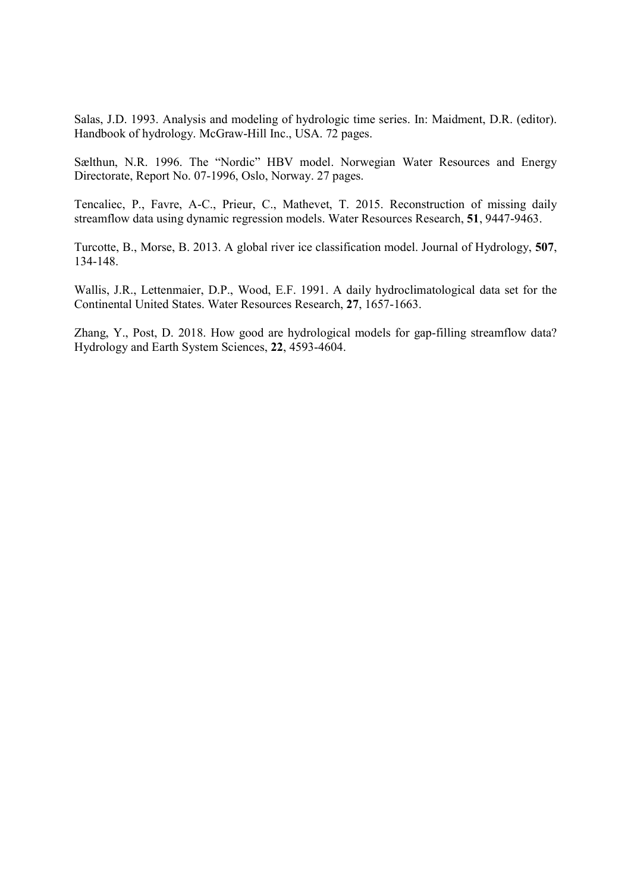Salas, J.D. 1993. Analysis and modeling of hydrologic time series. In: Maidment, D.R. (editor). Handbook of hydrology. McGraw-Hill Inc., USA. 72 pages.

Sælthun, N.R. 1996. The "Nordic" HBV model. Norwegian Water Resources and Energy Directorate, Report No. 07-1996, Oslo, Norway. 27 pages.

Tencaliec, P., Favre, A-C., Prieur, C., Mathevet, T. 2015. Reconstruction of missing daily streamflow data using dynamic regression models. Water Resources Research, **51**, 9447-9463.

Turcotte, B., Morse, B. 2013. A global river ice classification model. Journal of Hydrology, **507**, 134-148.

Wallis, J.R., Lettenmaier, D.P., Wood, E.F. 1991. A daily hydroclimatological data set for the Continental United States. Water Resources Research, **27**, 1657-1663.

Zhang, Y., Post, D. 2018. How good are hydrological models for gap-filling streamflow data? Hydrology and Earth System Sciences, **22**, 4593-4604.